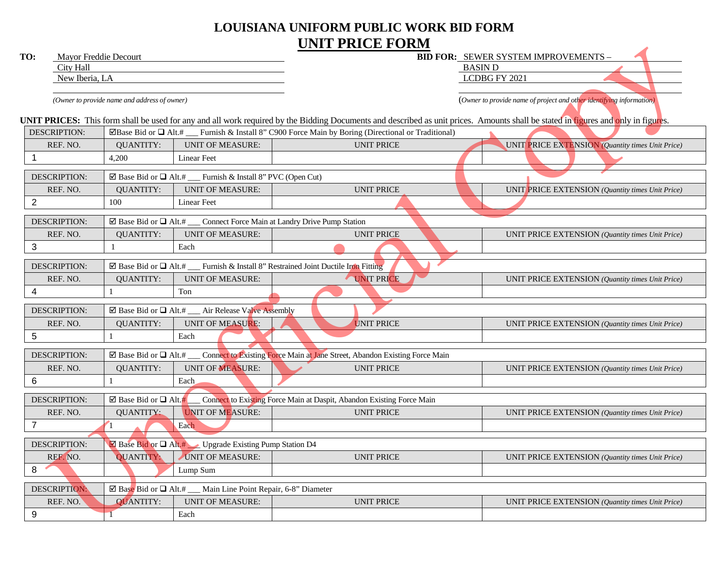# LOUISIANA UNIFORM PUBLIC WORK BID FORM

## UNIT PRICE FORM

**TO:** Mayor Freddie Decourt
City Hall
New Iberia, LA

*(Owner to provide name and address of owner)*

**BID FOR:** SEWER SYSTEM IMPROVEMENTS – BASIN D
LCDBG FY 2021

*(Owner to provide name of project and other identifying information)*

**UNIT PRICES:** This form shall be used for any and all work required by the Bidding Documents and described as unit prices. Amounts shall be stated in figures and only in figures.

| DESCRIPTION: | ☑Base Bid or ❑ Alt.# ___ Furnish & Install 8" C900 Force Main by Boring (Directional or Traditional) | | | |
|---|---|---|---|---|
| REF. NO. | QUANTITY: | UNIT OF MEASURE: | UNIT PRICE | UNIT PRICE EXTENSION *(Quantity times Unit Price)* |
| 1 | 4,200 | Linear Feet | | |

| DESCRIPTION: | ☑ Base Bid or ❑ Alt.# ___ Furnish & Install 8" PVC (Open Cut) | | | |
|---|---|---|---|---|
| REF. NO. | QUANTITY: | UNIT OF MEASURE: | UNIT PRICE | UNIT PRICE EXTENSION *(Quantity times Unit Price)* |
| 2 | 100 | Linear Feet | | |

| DESCRIPTION: | ☑ Base Bid or ❑ Alt.# ___ Connect Force Main at Landry Drive Pump Station | | | |
|---|---|---|---|---|
| REF. NO. | QUANTITY: | UNIT OF MEASURE: | UNIT PRICE | UNIT PRICE EXTENSION *(Quantity times Unit Price)* |
| 3 | 1 | Each | | |

| DESCRIPTION: | ☑ Base Bid or ❑ Alt.# ___ Furnish & Install 8" Restrained Joint Ductile Iron Fitting | | | |
|---|---|---|---|---|
| REF. NO. | QUANTITY: | UNIT OF MEASURE: | UNIT PRICE | UNIT PRICE EXTENSION *(Quantity times Unit Price)* |
| 4 | 1 | Ton | | |

| DESCRIPTION: | ☑ Base Bid or ❑ Alt.# ___ Air Release Valve Assembly | | | |
|---|---|---|---|---|
| REF. NO. | QUANTITY: | UNIT OF MEASURE: | UNIT PRICE | UNIT PRICE EXTENSION *(Quantity times Unit Price)* |
| 5 | 1 | Each | | |

| DESCRIPTION: | ☑ Base Bid or ❑ Alt.# ___ Connect to Existing Force Main at Jane Street, Abandon Existing Force Main | | | |
|---|---|---|---|---|
| REF. NO. | QUANTITY: | UNIT OF MEASURE: | UNIT PRICE | UNIT PRICE EXTENSION *(Quantity times Unit Price)* |
| 6 | 1 | Each | | |

| DESCRIPTION: | ☑ Base Bid or ❑ Alt.# ___ Connect to Existing Force Main at Daspit, Abandon Existing Force Main | | | |
|---|---|---|---|---|
| REF. NO. | QUANTITY: | UNIT OF MEASURE: | UNIT PRICE | UNIT PRICE EXTENSION *(Quantity times Unit Price)* |
| 7 | 1 | Each | | |

| DESCRIPTION: | ☑ Base Bid or ❑ Alt.# ___ Upgrade Existing Pump Station D4 | | | |
|---|---|---|---|---|
| REF. NO. | QUANTITY: | UNIT OF MEASURE: | UNIT PRICE | UNIT PRICE EXTENSION *(Quantity times Unit Price)* |
| 8 | | Lump Sum | | |

| DESCRIPTION: | ☑ Base Bid or ❑ Alt.# ___ Main Line Point Repair, 6-8" Diameter | | | |
|---|---|---|---|---|
| REF. NO. | QUANTITY: | UNIT OF MEASURE: | UNIT PRICE | UNIT PRICE EXTENSION *(Quantity times Unit Price)* |
| 9 | 1 | Each | | |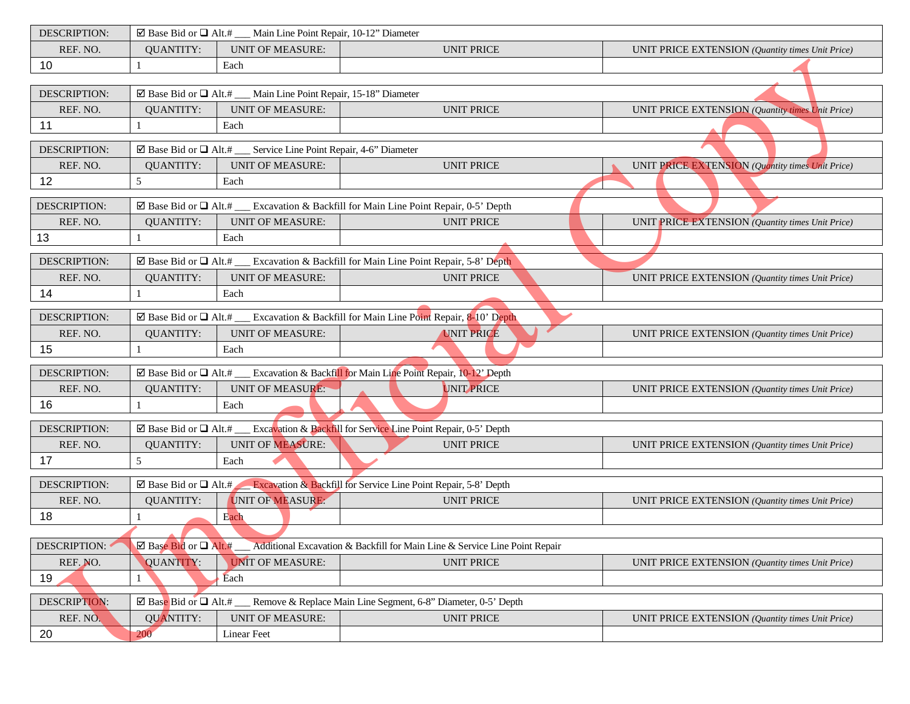| DESCRIPTION: | ☑ Base Bid or ❑ Alt.# ___ Main Line Point Repair, 10-12" Diameter | | | |
|---|---|---|---|---|
| REF. NO. | QUANTITY: | UNIT OF MEASURE: | UNIT PRICE | UNIT PRICE EXTENSION *(Quantity times Unit Price)* |
| 10 | 1 | Each | | |

| DESCRIPTION: | ☑ Base Bid or ❑ Alt.# ___ Main Line Point Repair, 15-18" Diameter | | | |
|---|---|---|---|---|
| REF. NO. | QUANTITY: | UNIT OF MEASURE: | UNIT PRICE | UNIT PRICE EXTENSION *(Quantity times Unit Price)* |
| 11 | 1 | Each | | |

| DESCRIPTION: | ☑ Base Bid or ❑ Alt.# ___ Service Line Point Repair, 4-6" Diameter | | | |
|---|---|---|---|---|
| REF. NO. | QUANTITY: | UNIT OF MEASURE: | UNIT PRICE | UNIT PRICE EXTENSION *(Quantity times Unit Price)* |
| 12 | 5 | Each | | |

| DESCRIPTION: | ☑ Base Bid or ❑ Alt.# ___ Excavation & Backfill for Main Line Point Repair, 0-5' Depth | | | |
|---|---|---|---|---|
| REF. NO. | QUANTITY: | UNIT OF MEASURE: | UNIT PRICE | UNIT PRICE EXTENSION *(Quantity times Unit Price)* |
| 13 | 1 | Each | | |

| DESCRIPTION: | ☑ Base Bid or ❑ Alt.# ___ Excavation & Backfill for Main Line Point Repair, 5-8' Depth | | | |
|---|---|---|---|---|
| REF. NO. | QUANTITY: | UNIT OF MEASURE: | UNIT PRICE | UNIT PRICE EXTENSION *(Quantity times Unit Price)* |
| 14 | 1 | Each | | |

| DESCRIPTION: | ☑ Base Bid or ❑ Alt.# ___ Excavation & Backfill for Main Line Point Repair, 8-10' Depth | | | |
|---|---|---|---|---|
| REF. NO. | QUANTITY: | UNIT OF MEASURE: | UNIT PRICE | UNIT PRICE EXTENSION *(Quantity times Unit Price)* |
| 15 | 1 | Each | | |

| DESCRIPTION: | ☑ Base Bid or ❑ Alt.# ___ Excavation & Backfill for Main Line Point Repair, 10-12' Depth | | | |
|---|---|---|---|---|
| REF. NO. | QUANTITY: | UNIT OF MEASURE: | UNIT PRICE | UNIT PRICE EXTENSION *(Quantity times Unit Price)* |
| 16 | 1 | Each | | |

| DESCRIPTION: | ☑ Base Bid or ❑ Alt.# ___ Excavation & Backfill for Service Line Point Repair, 0-5' Depth | | | |
|---|---|---|---|---|
| REF. NO. | QUANTITY: | UNIT OF MEASURE: | UNIT PRICE | UNIT PRICE EXTENSION *(Quantity times Unit Price)* |
| 17 | 5 | Each | | |

| DESCRIPTION: | ☑ Base Bid or ❑ Alt.# ___ Excavation & Backfill for Service Line Point Repair, 5-8' Depth | | | |
|---|---|---|---|---|
| REF. NO. | QUANTITY: | UNIT OF MEASURE: | UNIT PRICE | UNIT PRICE EXTENSION *(Quantity times Unit Price)* |
| 18 | 1 | Each | | |

| DESCRIPTION: | ☑ Base Bid or ❑ Alt.# ___ Additional Excavation & Backfill for Main Line & Service Line Point Repair | | | |
|---|---|---|---|---|
| REF. NO. | QUANTITY: | UNIT OF MEASURE: | UNIT PRICE | UNIT PRICE EXTENSION *(Quantity times Unit Price)* |
| 19 | 1 | Each | | |

| DESCRIPTION: | ☑ Base Bid or ❑ Alt.# ___ Remove & Replace Main Line Segment, 6-8" Diameter, 0-5' Depth | | | |
|---|---|---|---|---|
| REF. NO. | QUANTITY: | UNIT OF MEASURE: | UNIT PRICE | UNIT PRICE EXTENSION *(Quantity times Unit Price)* |
| 20 | 200 | Linear Feet | | |

Unofficial Copy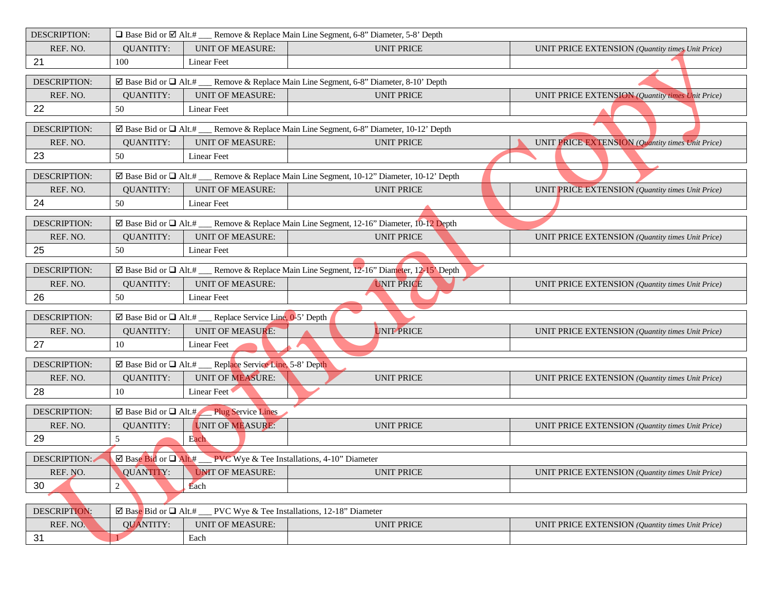| DESCRIPTION: | ❑ Base Bid or ☑ Alt.# ___ Remove & Replace Main Line Segment, 6-8" Diameter, 5-8' Depth | | | |
|---|---|---|---|---|
| REF. NO. | QUANTITY: | UNIT OF MEASURE: | UNIT PRICE | UNIT PRICE EXTENSION *(Quantity times Unit Price)* |
| 21 | 100 | Linear Feet | | |

| DESCRIPTION: | ☑ Base Bid or ❑ Alt.# ___ Remove & Replace Main Line Segment, 6-8" Diameter, 8-10' Depth | | | |
|---|---|---|---|---|
| REF. NO. | QUANTITY: | UNIT OF MEASURE: | UNIT PRICE | UNIT PRICE EXTENSION *(Quantity times Unit Price)* |
| 22 | 50 | Linear Feet | | |

| DESCRIPTION: | ☑ Base Bid or ❑ Alt.# ___ Remove & Replace Main Line Segment, 6-8" Diameter, 10-12' Depth | | | |
|---|---|---|---|---|
| REF. NO. | QUANTITY: | UNIT OF MEASURE: | UNIT PRICE | UNIT PRICE EXTENSION *(Quantity times Unit Price)* |
| 23 | 50 | Linear Feet | | |

| DESCRIPTION: | ☑ Base Bid or ❑ Alt.# ___ Remove & Replace Main Line Segment, 10-12" Diameter, 10-12' Depth | | | |
|---|---|---|---|---|
| REF. NO. | QUANTITY: | UNIT OF MEASURE: | UNIT PRICE | UNIT PRICE EXTENSION *(Quantity times Unit Price)* |
| 24 | 50 | Linear Feet | | |

| DESCRIPTION: | ☑ Base Bid or ❑ Alt.# ___ Remove & Replace Main Line Segment, 12-16" Diameter, 10-12 Depth | | | |
|---|---|---|---|---|
| REF. NO. | QUANTITY: | UNIT OF MEASURE: | UNIT PRICE | UNIT PRICE EXTENSION *(Quantity times Unit Price)* |
| 25 | 50 | Linear Feet | | |

| DESCRIPTION: | ☑ Base Bid or ❑ Alt.# ___ Remove & Replace Main Line Segment, 12-16" Diameter, 12-15' Depth | | | |
|---|---|---|---|---|
| REF. NO. | QUANTITY: | UNIT OF MEASURE: | UNIT PRICE | UNIT PRICE EXTENSION *(Quantity times Unit Price)* |
| 26 | 50 | Linear Feet | | |

| DESCRIPTION: | ☑ Base Bid or ❑ Alt.# ___ Replace Service Line, 0-5' Depth | | | |
|---|---|---|---|---|
| REF. NO. | QUANTITY: | UNIT OF MEASURE: | UNIT PRICE | UNIT PRICE EXTENSION *(Quantity times Unit Price)* |
| 27 | 10 | Linear Feet | | |

| DESCRIPTION: | ☑ Base Bid or ❑ Alt.# ___ Replace Service Line, 5-8' Depth | | | |
|---|---|---|---|---|
| REF. NO. | QUANTITY: | UNIT OF MEASURE: | UNIT PRICE | UNIT PRICE EXTENSION *(Quantity times Unit Price)* |
| 28 | 10 | Linear Feet | | |

| DESCRIPTION: | ☑ Base Bid or ❑ Alt.# ___ Plug Service Lines | | | |
|---|---|---|---|---|
| REF. NO. | QUANTITY: | UNIT OF MEASURE: | UNIT PRICE | UNIT PRICE EXTENSION *(Quantity times Unit Price)* |
| 29 | 5 | Each | | |

| DESCRIPTION: | ☑ Base Bid or ❑ Alt.# ___ PVC Wye & Tee Installations, 4-10" Diameter | | | |
|---|---|---|---|---|
| REF. NO. | QUANTITY: | UNIT OF MEASURE: | UNIT PRICE | UNIT PRICE EXTENSION *(Quantity times Unit Price)* |
| 30 | 2 | Each | | |

| DESCRIPTION: | ☑ Base Bid or ❑ Alt.# ___ PVC Wye & Tee Installations, 12-18" Diameter | | | |
|---|---|---|---|---|
| REF. NO. | QUANTITY: | UNIT OF MEASURE: | UNIT PRICE | UNIT PRICE EXTENSION *(Quantity times Unit Price)* |
| 31 | 1 | Each | | |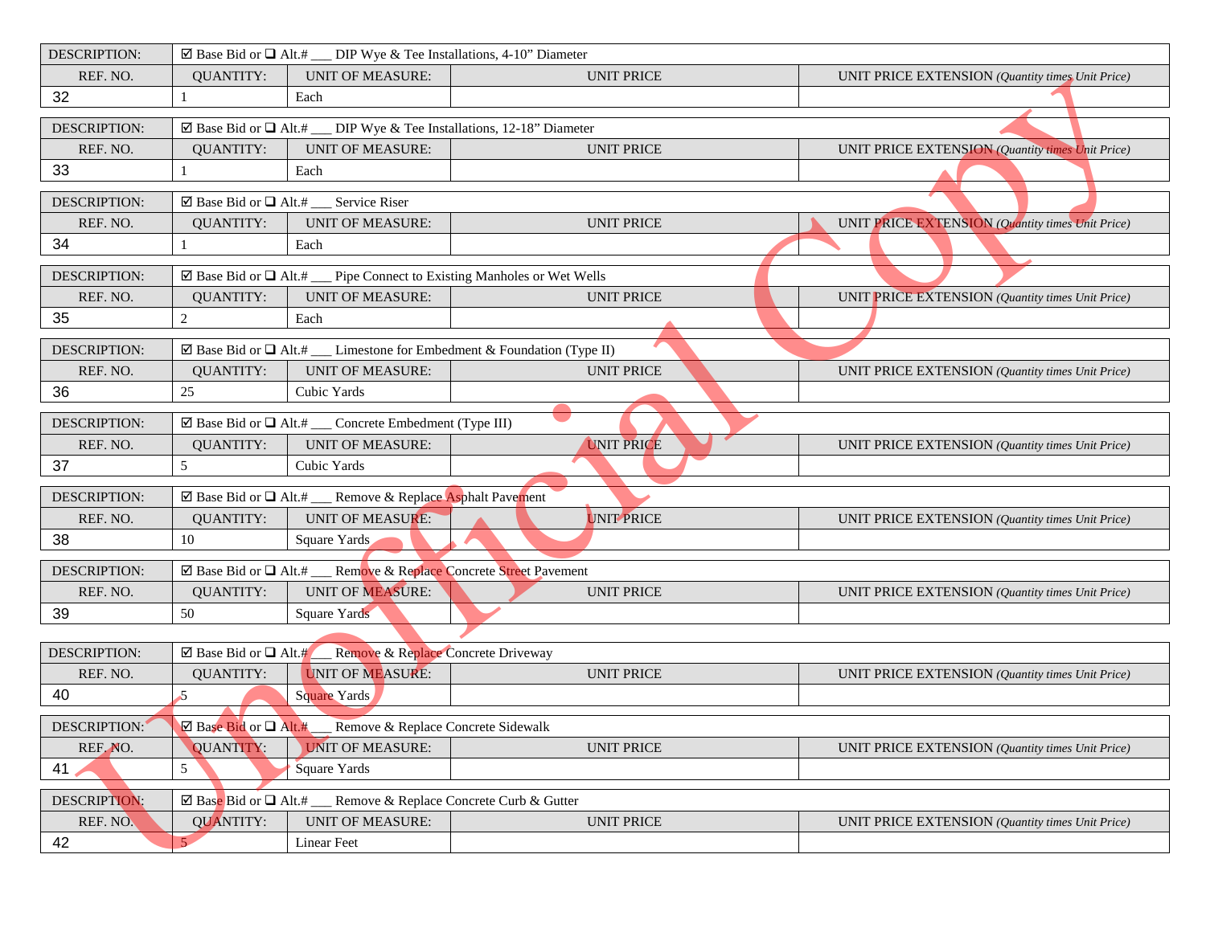| DESCRIPTION: | ☑ Base Bid or ❑ Alt.# ___ DIP Wye & Tee Installations, 4-10" Diameter | | | |
|---|---|---|---|---|
| REF. NO. | QUANTITY: | UNIT OF MEASURE: | UNIT PRICE | UNIT PRICE EXTENSION *(Quantity times Unit Price)* |
| 32 | 1 | Each | | |

| DESCRIPTION: | ☑ Base Bid or ❑ Alt.# ___ DIP Wye & Tee Installations, 12-18" Diameter | | | |
|---|---|---|---|---|
| REF. NO. | QUANTITY: | UNIT OF MEASURE: | UNIT PRICE | UNIT PRICE EXTENSION *(Quantity times Unit Price)* |
| 33 | 1 | Each | | |

| DESCRIPTION: | ☑ Base Bid or ❑ Alt.# ___ Service Riser | | | |
|---|---|---|---|---|
| REF. NO. | QUANTITY: | UNIT OF MEASURE: | UNIT PRICE | UNIT PRICE EXTENSION *(Quantity times Unit Price)* |
| 34 | 1 | Each | | |

| DESCRIPTION: | ☑ Base Bid or ❑ Alt.# ___ Pipe Connect to Existing Manholes or Wet Wells | | | |
|---|---|---|---|---|
| REF. NO. | QUANTITY: | UNIT OF MEASURE: | UNIT PRICE | UNIT PRICE EXTENSION *(Quantity times Unit Price)* |
| 35 | 2 | Each | | |

| DESCRIPTION: | ☑ Base Bid or ❑ Alt.# ___ Limestone for Embedment & Foundation (Type II) | | | |
|---|---|---|---|---|
| REF. NO. | QUANTITY: | UNIT OF MEASURE: | UNIT PRICE | UNIT PRICE EXTENSION *(Quantity times Unit Price)* |
| 36 | 25 | Cubic Yards | | |

| DESCRIPTION: | ☑ Base Bid or ❑ Alt.# ___ Concrete Embedment (Type III) | | | |
|---|---|---|---|---|
| REF. NO. | QUANTITY: | UNIT OF MEASURE: | UNIT PRICE | UNIT PRICE EXTENSION *(Quantity times Unit Price)* |
| 37 | 5 | Cubic Yards | | |

| DESCRIPTION: | ☑ Base Bid or ❑ Alt.# ___ Remove & Replace Asphalt Pavement | | | |
|---|---|---|---|---|
| REF. NO. | QUANTITY: | UNIT OF MEASURE: | UNIT PRICE | UNIT PRICE EXTENSION *(Quantity times Unit Price)* |
| 38 | 10 | Square Yards | | |

| DESCRIPTION: | ☑ Base Bid or ❑ Alt.# ___ Remove & Replace Concrete Street Pavement | | | |
|---|---|---|---|---|
| REF. NO. | QUANTITY: | UNIT OF MEASURE: | UNIT PRICE | UNIT PRICE EXTENSION *(Quantity times Unit Price)* |
| 39 | 50 | Square Yards | | |

| DESCRIPTION: | ☑ Base Bid or ❑ Alt.# ___ Remove & Replace Concrete Driveway | | | |
|---|---|---|---|---|
| REF. NO. | QUANTITY: | UNIT OF MEASURE: | UNIT PRICE | UNIT PRICE EXTENSION *(Quantity times Unit Price)* |
| 40 | 5 | Square Yards | | |

| DESCRIPTION: | ☑ Base Bid or ❑ Alt.# ___ Remove & Replace Concrete Sidewalk | | | |
|---|---|---|---|---|
| REF. NO. | QUANTITY: | UNIT OF MEASURE: | UNIT PRICE | UNIT PRICE EXTENSION *(Quantity times Unit Price)* |
| 41 | 5 | Square Yards | | |

| DESCRIPTION: | ☑ Base Bid or ❑ Alt.# ___ Remove & Replace Concrete Curb & Gutter | | | |
|---|---|---|---|---|
| REF. NO. | QUANTITY: | UNIT OF MEASURE: | UNIT PRICE | UNIT PRICE EXTENSION *(Quantity times Unit Price)* |
| 42 | 5 | Linear Feet | | |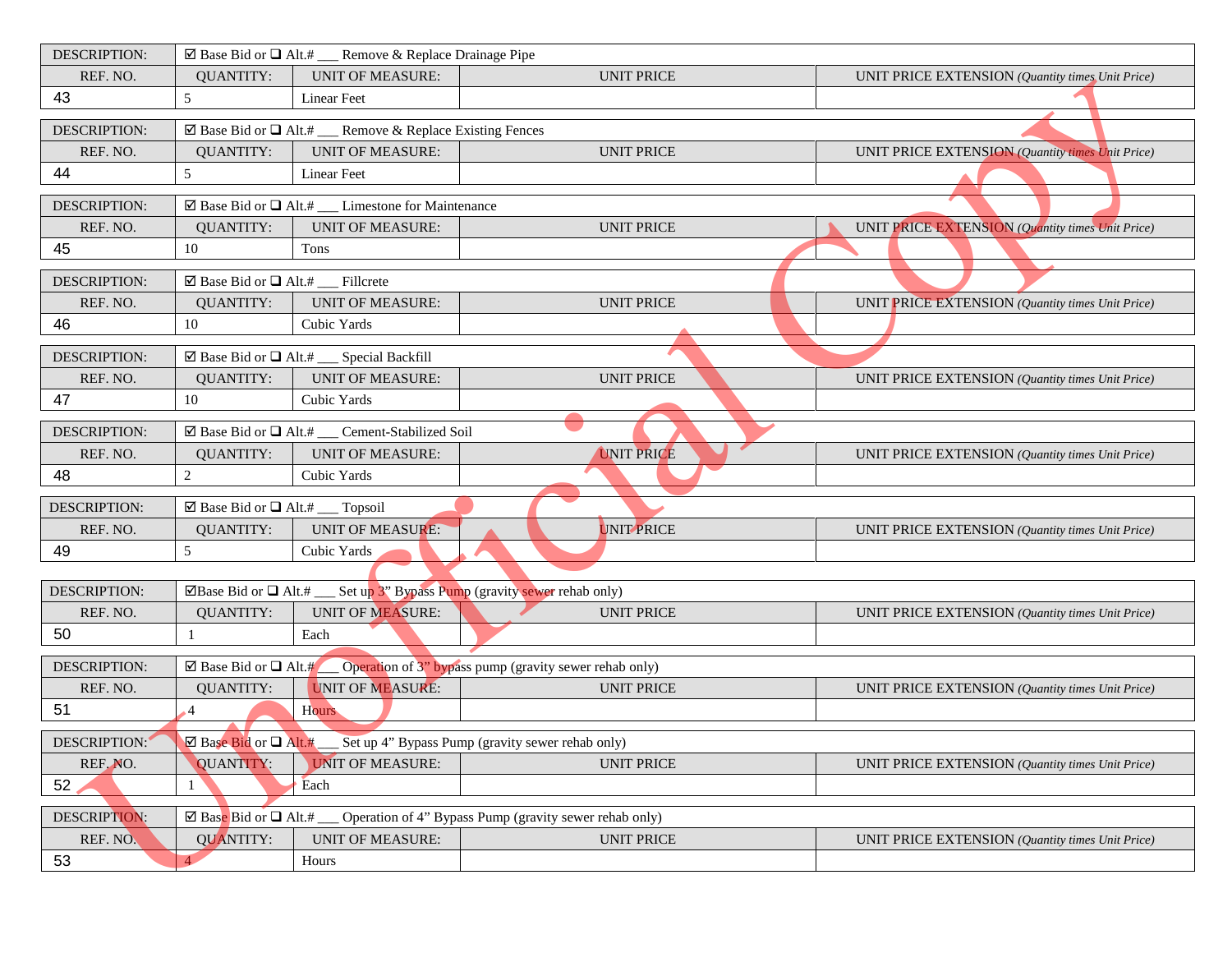| DESCRIPTION: | ☑ Base Bid or ❑ Alt.# ___ Remove & Replace Drainage Pipe | | | |
|---|---|---|---|---|
| REF. NO. | QUANTITY: | UNIT OF MEASURE: | UNIT PRICE | UNIT PRICE EXTENSION *(Quantity times Unit Price)* |
| 43 | 5 | Linear Feet | | |

| DESCRIPTION: | ☑ Base Bid or ❑ Alt.# ___ Remove & Replace Existing Fences | | | |
|---|---|---|---|---|
| REF. NO. | QUANTITY: | UNIT OF MEASURE: | UNIT PRICE | UNIT PRICE EXTENSION *(Quantity times Unit Price)* |
| 44 | 5 | Linear Feet | | |

| DESCRIPTION: | ☑ Base Bid or ❑ Alt.# ___ Limestone for Maintenance | | | |
|---|---|---|---|---|
| REF. NO. | QUANTITY: | UNIT OF MEASURE: | UNIT PRICE | UNIT PRICE EXTENSION *(Quantity times Unit Price)* |
| 45 | 10 | Tons | | |

| DESCRIPTION: | ☑ Base Bid or ❑ Alt.# ___ Fillcrete | | | |
|---|---|---|---|---|
| REF. NO. | QUANTITY: | UNIT OF MEASURE: | UNIT PRICE | UNIT PRICE EXTENSION *(Quantity times Unit Price)* |
| 46 | 10 | Cubic Yards | | |

| DESCRIPTION: | ☑ Base Bid or ❑ Alt.# ___ Special Backfill | | | |
|---|---|---|---|---|
| REF. NO. | QUANTITY: | UNIT OF MEASURE: | UNIT PRICE | UNIT PRICE EXTENSION *(Quantity times Unit Price)* |
| 47 | 10 | Cubic Yards | | |

| DESCRIPTION: | ☑ Base Bid or ❑ Alt.# ___ Cement-Stabilized Soil | | | |
|---|---|---|---|---|
| REF. NO. | QUANTITY: | UNIT OF MEASURE: | UNIT PRICE | UNIT PRICE EXTENSION *(Quantity times Unit Price)* |
| 48 | 2 | Cubic Yards | | |

| DESCRIPTION: | ☑ Base Bid or ❑ Alt.# ___ Topsoil | | | |
|---|---|---|---|---|
| REF. NO. | QUANTITY: | UNIT OF MEASURE: | UNIT PRICE | UNIT PRICE EXTENSION *(Quantity times Unit Price)* |
| 49 | 5 | Cubic Yards | | |

| DESCRIPTION: | ☑Base Bid or ❑ Alt.# ___ Set up 3" Bypass Pump (gravity sewer rehab only) | | | |
|---|---|---|---|---|
| REF. NO. | QUANTITY: | UNIT OF MEASURE: | UNIT PRICE | UNIT PRICE EXTENSION *(Quantity times Unit Price)* |
| 50 | 1 | Each | | |

| DESCRIPTION: | ☑ Base Bid or ❑ Alt.# ___ Operation of 3" bypass pump (gravity sewer rehab only) | | | |
|---|---|---|---|---|
| REF. NO. | QUANTITY: | UNIT OF MEASURE: | UNIT PRICE | UNIT PRICE EXTENSION *(Quantity times Unit Price)* |
| 51 | 4 | Hours | | |

| DESCRIPTION: | ☑ Base Bid or ❑ Alt.# ___ Set up 4" Bypass Pump (gravity sewer rehab only) | | | |
|---|---|---|---|---|
| REF. NO. | QUANTITY: | UNIT OF MEASURE: | UNIT PRICE | UNIT PRICE EXTENSION *(Quantity times Unit Price)* |
| 52 | 1 | Each | | |

| DESCRIPTION: | ☑ Base Bid or ❑ Alt.# ___ Operation of 4" Bypass Pump (gravity sewer rehab only) | | | |
|---|---|---|---|---|
| REF. NO. | QUANTITY: | UNIT OF MEASURE: | UNIT PRICE | UNIT PRICE EXTENSION *(Quantity times Unit Price)* |
| 53 | 4 | Hours | | |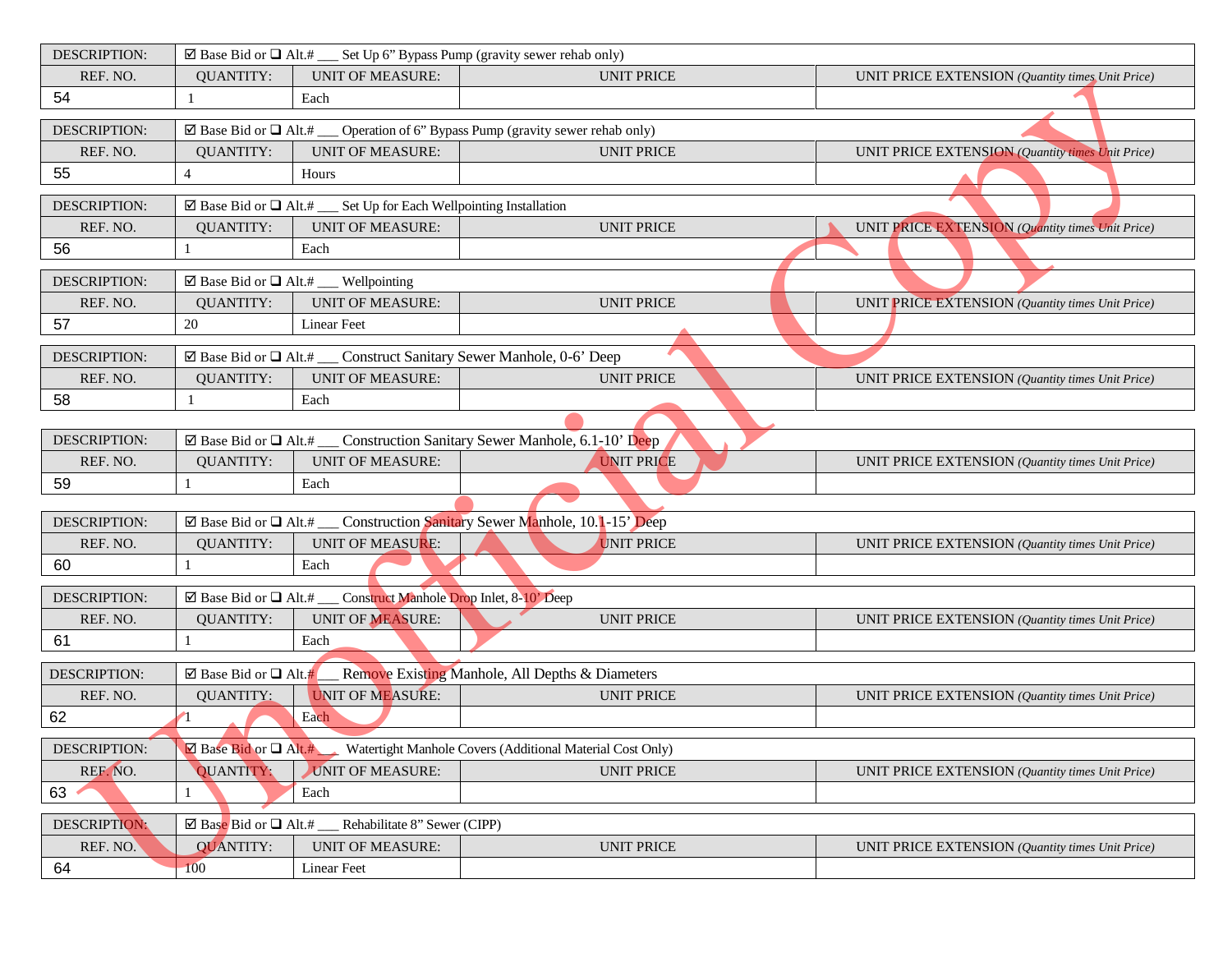| DESCRIPTION: | ☑ Base Bid or ❑ Alt.# ___ Set Up 6” Bypass Pump (gravity sewer rehab only) | | | |
|---|---|---|---|---|
| REF. NO. | QUANTITY: | UNIT OF MEASURE: | UNIT PRICE | UNIT PRICE EXTENSION *(Quantity times Unit Price)* |
| 54 | 1 | Each | | |

| DESCRIPTION: | ☑ Base Bid or ❑ Alt.# ___ Operation of 6” Bypass Pump (gravity sewer rehab only) | | | |
|---|---|---|---|---|
| REF. NO. | QUANTITY: | UNIT OF MEASURE: | UNIT PRICE | UNIT PRICE EXTENSION *(Quantity times Unit Price)* |
| 55 | 4 | Hours | | |

| DESCRIPTION: | ☑ Base Bid or ❑ Alt.# ___ Set Up for Each Wellpointing Installation | | | |
|---|---|---|---|---|
| REF. NO. | QUANTITY: | UNIT OF MEASURE: | UNIT PRICE | UNIT PRICE EXTENSION *(Quantity times Unit Price)* |
| 56 | 1 | Each | | |

| DESCRIPTION: | ☑ Base Bid or ❑ Alt.# ___ Wellpointing | | | |
|---|---|---|---|---|
| REF. NO. | QUANTITY: | UNIT OF MEASURE: | UNIT PRICE | UNIT PRICE EXTENSION *(Quantity times Unit Price)* |
| 57 | 20 | Linear Feet | | |

| DESCRIPTION: | ☑ Base Bid or ❑ Alt.# ___ Construct Sanitary Sewer Manhole, 0-6’ Deep | | | |
|---|---|---|---|---|
| REF. NO. | QUANTITY: | UNIT OF MEASURE: | UNIT PRICE | UNIT PRICE EXTENSION *(Quantity times Unit Price)* |
| 58 | 1 | Each | | |

| DESCRIPTION: | ☑ Base Bid or ❑ Alt.# ___ Construction Sanitary Sewer Manhole, 6.1-10’ Deep | | | |
|---|---|---|---|---|
| REF. NO. | QUANTITY: | UNIT OF MEASURE: | UNIT PRICE | UNIT PRICE EXTENSION *(Quantity times Unit Price)* |
| 59 | 1 | Each | | |

| DESCRIPTION: | ☑ Base Bid or ❑ Alt.# ___ Construction Sanitary Sewer Manhole, 10.1-15’ Deep | | | |
|---|---|---|---|---|
| REF. NO. | QUANTITY: | UNIT OF MEASURE: | UNIT PRICE | UNIT PRICE EXTENSION *(Quantity times Unit Price)* |
| 60 | 1 | Each | | |

| DESCRIPTION: | ☑ Base Bid or ❑ Alt.# ___ Construct Manhole Drop Inlet, 8-10’ Deep | | | |
|---|---|---|---|---|
| REF. NO. | QUANTITY: | UNIT OF MEASURE: | UNIT PRICE | UNIT PRICE EXTENSION *(Quantity times Unit Price)* |
| 61 | 1 | Each | | |

| DESCRIPTION: | ☑ Base Bid or ❑ Alt.# ___ Remove Existing Manhole, All Depths & Diameters | | | |
|---|---|---|---|---|
| REF. NO. | QUANTITY: | UNIT OF MEASURE: | UNIT PRICE | UNIT PRICE EXTENSION *(Quantity times Unit Price)* |
| 62 | 1 | Each | | |

| DESCRIPTION: | ☑ Base Bid or ❑ Alt.# ___ Watertight Manhole Covers (Additional Material Cost Only) | | | |
|---|---|---|---|---|
| REF. NO. | QUANTITY: | UNIT OF MEASURE: | UNIT PRICE | UNIT PRICE EXTENSION *(Quantity times Unit Price)* |
| 63 | 1 | Each | | |

| DESCRIPTION: | ☑ Base Bid or ❑ Alt.# ___ Rehabilitate 8” Sewer (CIPP) | | | |
|---|---|---|---|---|
| REF. NO. | QUANTITY: | UNIT OF MEASURE: | UNIT PRICE | UNIT PRICE EXTENSION *(Quantity times Unit Price)* |
| 64 | 100 | Linear Feet | | |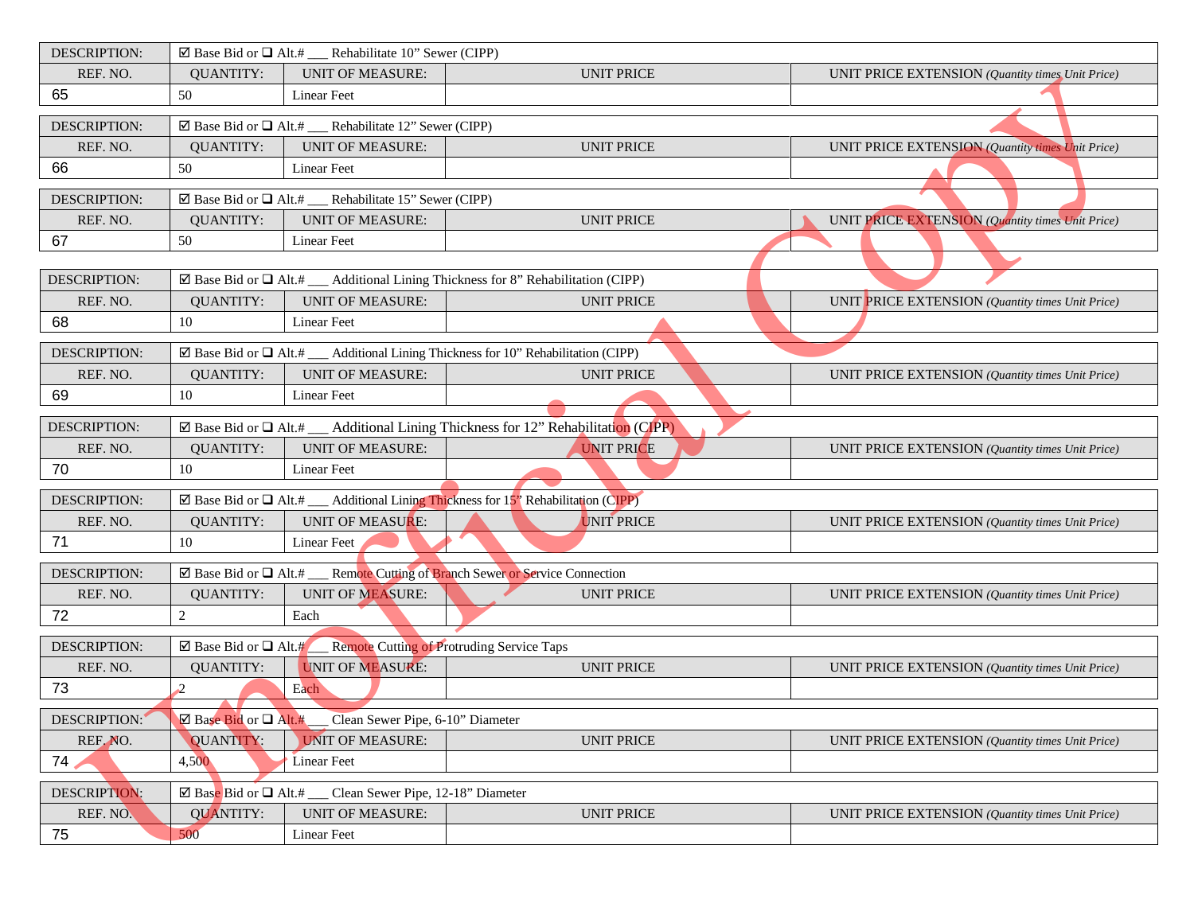| DESCRIPTION: | ☑ Base Bid or ❑ Alt.# ___ Rehabilitate 10" Sewer (CIPP) | | | |
|---|---|---|---|---|
| REF. NO. | QUANTITY: | UNIT OF MEASURE: | UNIT PRICE | UNIT PRICE EXTENSION *(Quantity times Unit Price)* |
| 65 | 50 | Linear Feet | | |

| DESCRIPTION: | ☑ Base Bid or ❑ Alt.# ___ Rehabilitate 12" Sewer (CIPP) | | | |
|---|---|---|---|---|
| REF. NO. | QUANTITY: | UNIT OF MEASURE: | UNIT PRICE | UNIT PRICE EXTENSION *(Quantity times Unit Price)* |
| 66 | 50 | Linear Feet | | |

| DESCRIPTION: | ☑ Base Bid or ❑ Alt.# ___ Rehabilitate 15" Sewer (CIPP) | | | |
|---|---|---|---|---|
| REF. NO. | QUANTITY: | UNIT OF MEASURE: | UNIT PRICE | UNIT PRICE EXTENSION *(Quantity times Unit Price)* |
| 67 | 50 | Linear Feet | | |

| DESCRIPTION: | ☑ Base Bid or ❑ Alt.# ___ Additional Lining Thickness for 8" Rehabilitation (CIPP) | | | |
|---|---|---|---|---|
| REF. NO. | QUANTITY: | UNIT OF MEASURE: | UNIT PRICE | UNIT PRICE EXTENSION *(Quantity times Unit Price)* |
| 68 | 10 | Linear Feet | | |

| DESCRIPTION: | ☑ Base Bid or ❑ Alt.# ___ Additional Lining Thickness for 10" Rehabilitation (CIPP) | | | |
|---|---|---|---|---|
| REF. NO. | QUANTITY: | UNIT OF MEASURE: | UNIT PRICE | UNIT PRICE EXTENSION *(Quantity times Unit Price)* |
| 69 | 10 | Linear Feet | | |

| DESCRIPTION: | ☑ Base Bid or ❑ Alt.# ___ Additional Lining Thickness for 12" Rehabilitation (CIPP) | | | |
|---|---|---|---|---|
| REF. NO. | QUANTITY: | UNIT OF MEASURE: | UNIT PRICE | UNIT PRICE EXTENSION *(Quantity times Unit Price)* |
| 70 | 10 | Linear Feet | | |

| DESCRIPTION: | ☑ Base Bid or ❑ Alt.# ___ Additional Lining Thickness for 15" Rehabilitation (CIPP) | | | |
|---|---|---|---|---|
| REF. NO. | QUANTITY: | UNIT OF MEASURE: | UNIT PRICE | UNIT PRICE EXTENSION *(Quantity times Unit Price)* |
| 71 | 10 | Linear Feet | | |

| DESCRIPTION: | ☑ Base Bid or ❑ Alt.# ___ Remote Cutting of Branch Sewer or Service Connection | | | |
|---|---|---|---|---|
| REF. NO. | QUANTITY: | UNIT OF MEASURE: | UNIT PRICE | UNIT PRICE EXTENSION *(Quantity times Unit Price)* |
| 72 | 2 | Each | | |

| DESCRIPTION: | ☑ Base Bid or ❑ Alt.# ___ Remote Cutting of Protruding Service Taps | | | |
|---|---|---|---|---|
| REF. NO. | QUANTITY: | UNIT OF MEASURE: | UNIT PRICE | UNIT PRICE EXTENSION *(Quantity times Unit Price)* |
| 73 | 2 | Each | | |

| DESCRIPTION: | ☑ Base Bid or ❑ Alt.# ___ Clean Sewer Pipe, 6-10" Diameter | | | |
|---|---|---|---|---|
| REF. NO. | QUANTITY: | UNIT OF MEASURE: | UNIT PRICE | UNIT PRICE EXTENSION *(Quantity times Unit Price)* |
| 74 | 4,500 | Linear Feet | | |

| DESCRIPTION: | ☑ Base Bid or ❑ Alt.# ___ Clean Sewer Pipe, 12-18" Diameter | | | |
|---|---|---|---|---|
| REF. NO. | QUANTITY: | UNIT OF MEASURE: | UNIT PRICE | UNIT PRICE EXTENSION *(Quantity times Unit Price)* |
| 75 | 500 | Linear Feet | | |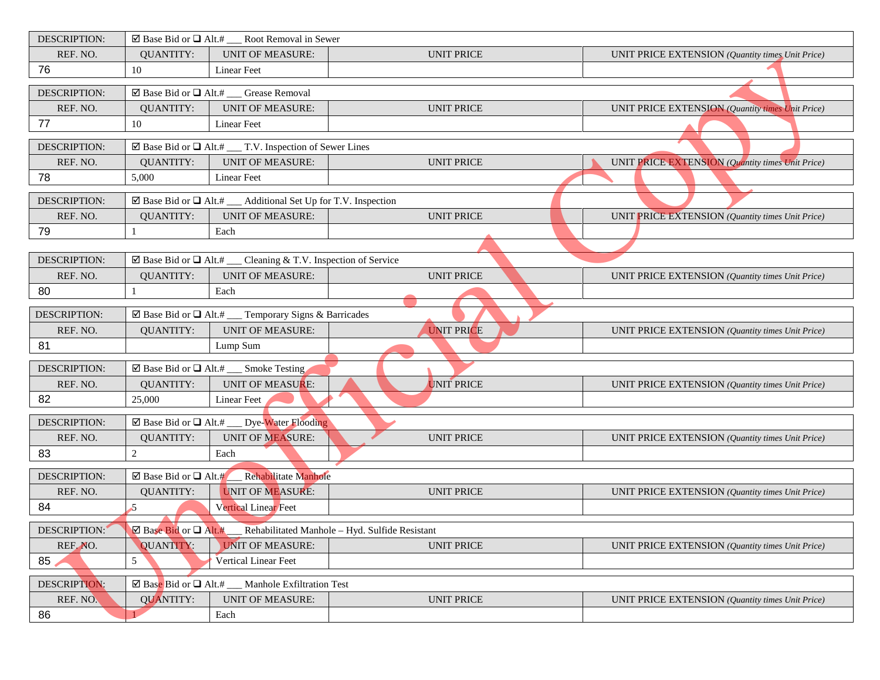| DESCRIPTION: | ☑ Base Bid or ❑ Alt.# ___ Root Removal in Sewer | | | |
|---|---|---|---|---|
| REF. NO. | QUANTITY: | UNIT OF MEASURE: | UNIT PRICE | UNIT PRICE EXTENSION *(Quantity times Unit Price)* |
| 76 | 10 | Linear Feet | | |

| DESCRIPTION: | ☑ Base Bid or ❑ Alt.# ___ Grease Removal | | | |
|---|---|---|---|---|
| REF. NO. | QUANTITY: | UNIT OF MEASURE: | UNIT PRICE | UNIT PRICE EXTENSION *(Quantity times Unit Price)* |
| 77 | 10 | Linear Feet | | |

| DESCRIPTION: | ☑ Base Bid or ❑ Alt.# ___ T.V. Inspection of Sewer Lines | | | |
|---|---|---|---|---|
| REF. NO. | QUANTITY: | UNIT OF MEASURE: | UNIT PRICE | UNIT PRICE EXTENSION *(Quantity times Unit Price)* |
| 78 | 5,000 | Linear Feet | | |

| DESCRIPTION: | ☑ Base Bid or ❑ Alt.# ___ Additional Set Up for T.V. Inspection | | | |
|---|---|---|---|---|
| REF. NO. | QUANTITY: | UNIT OF MEASURE: | UNIT PRICE | UNIT PRICE EXTENSION *(Quantity times Unit Price)* |
| 79 | 1 | Each | | |

| DESCRIPTION: | ☑ Base Bid or ❑ Alt.# ___ Cleaning & T.V. Inspection of Service | | | |
|---|---|---|---|---|
| REF. NO. | QUANTITY: | UNIT OF MEASURE: | UNIT PRICE | UNIT PRICE EXTENSION *(Quantity times Unit Price)* |
| 80 | 1 | Each | | |

| DESCRIPTION: | ☑ Base Bid or ❑ Alt.# ___ Temporary Signs & Barricades | | | |
|---|---|---|---|---|
| REF. NO. | QUANTITY: | UNIT OF MEASURE: | UNIT PRICE | UNIT PRICE EXTENSION *(Quantity times Unit Price)* |
| 81 | | Lump Sum | | |

| DESCRIPTION: | ☑ Base Bid or ❑ Alt.# ___ Smoke Testing | | | |
|---|---|---|---|---|
| REF. NO. | QUANTITY: | UNIT OF MEASURE: | UNIT PRICE | UNIT PRICE EXTENSION *(Quantity times Unit Price)* |
| 82 | 25,000 | Linear Feet | | |

| DESCRIPTION: | ☑ Base Bid or ❑ Alt.# ___ Dye-Water Flooding | | | |
|---|---|---|---|---|
| REF. NO. | QUANTITY: | UNIT OF MEASURE: | UNIT PRICE | UNIT PRICE EXTENSION *(Quantity times Unit Price)* |
| 83 | 2 | Each | | |

| DESCRIPTION: | ☑ Base Bid or ❑ Alt.# ___ Rehabilitate Manhole | | | |
|---|---|---|---|---|
| REF. NO. | QUANTITY: | UNIT OF MEASURE: | UNIT PRICE | UNIT PRICE EXTENSION *(Quantity times Unit Price)* |
| 84 | 5 | Vertical Linear Feet | | |

| DESCRIPTION: | ☑ Base Bid or ❑ Alt.# ___ Rehabilitated Manhole – Hyd. Sulfide Resistant | | | |
|---|---|---|---|---|
| REF. NO. | QUANTITY: | UNIT OF MEASURE: | UNIT PRICE | UNIT PRICE EXTENSION *(Quantity times Unit Price)* |
| 85 | 5 | Vertical Linear Feet | | |

| DESCRIPTION: | ☑ Base Bid or ❑ Alt.# ___ Manhole Exfiltration Test | | | |
|---|---|---|---|---|
| REF. NO. | QUANTITY: | UNIT OF MEASURE: | UNIT PRICE | UNIT PRICE EXTENSION *(Quantity times Unit Price)* |
| 86 | 1 | Each | | |

Unofficial Copy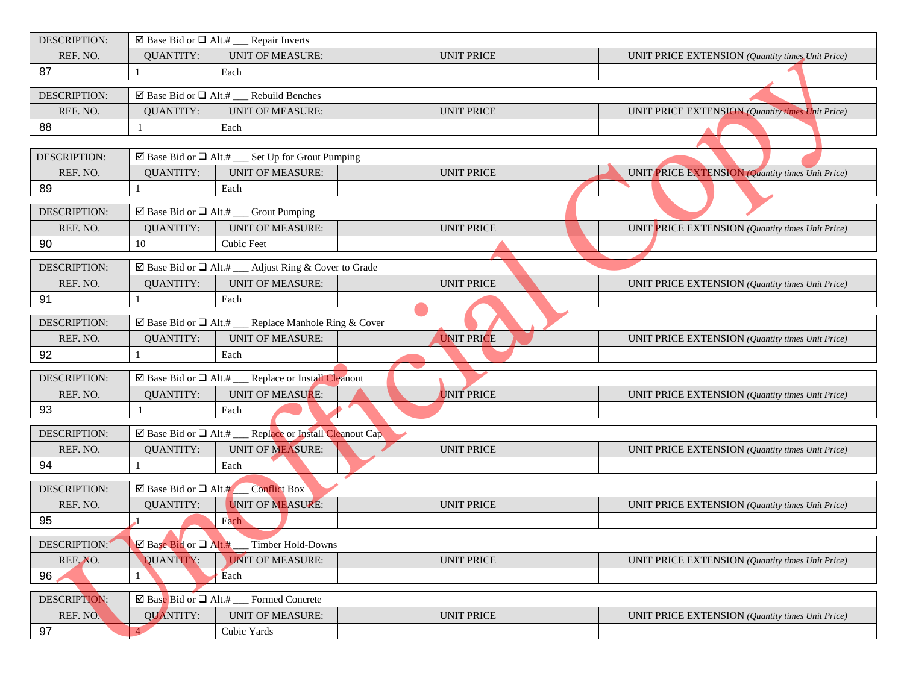| DESCRIPTION: | ☑ Base Bid or ❑ Alt.# ___ Repair Inverts | | | |
|---|---|---|---|---|
| REF. NO. | QUANTITY: | UNIT OF MEASURE: | UNIT PRICE | UNIT PRICE EXTENSION *(Quantity times Unit Price)* |
| 87 | 1 | Each | | |

| DESCRIPTION: | ☑ Base Bid or ❑ Alt.# ___ Rebuild Benches | | | |
|---|---|---|---|---|
| REF. NO. | QUANTITY: | UNIT OF MEASURE: | UNIT PRICE | UNIT PRICE EXTENSION *(Quantity times Unit Price)* |
| 88 | 1 | Each | | |

| DESCRIPTION: | ☑ Base Bid or ❑ Alt.# ___ Set Up for Grout Pumping | | | |
|---|---|---|---|---|
| REF. NO. | QUANTITY: | UNIT OF MEASURE: | UNIT PRICE | UNIT PRICE EXTENSION *(Quantity times Unit Price)* |
| 89 | 1 | Each | | |

| DESCRIPTION: | ☑ Base Bid or ❑ Alt.# ___ Grout Pumping | | | |
|---|---|---|---|---|
| REF. NO. | QUANTITY: | UNIT OF MEASURE: | UNIT PRICE | UNIT PRICE EXTENSION *(Quantity times Unit Price)* |
| 90 | 10 | Cubic Feet | | |

| DESCRIPTION: | ☑ Base Bid or ❑ Alt.# ___ Adjust Ring & Cover to Grade | | | |
|---|---|---|---|---|
| REF. NO. | QUANTITY: | UNIT OF MEASURE: | UNIT PRICE | UNIT PRICE EXTENSION *(Quantity times Unit Price)* |
| 91 | 1 | Each | | |

| DESCRIPTION: | ☑ Base Bid or ❑ Alt.# ___ Replace Manhole Ring & Cover | | | |
|---|---|---|---|---|
| REF. NO. | QUANTITY: | UNIT OF MEASURE: | UNIT PRICE | UNIT PRICE EXTENSION *(Quantity times Unit Price)* |
| 92 | 1 | Each | | |

| DESCRIPTION: | ☑ Base Bid or ❑ Alt.# ___ Replace or Install Cleanout | | | |
|---|---|---|---|---|
| REF. NO. | QUANTITY: | UNIT OF MEASURE: | UNIT PRICE | UNIT PRICE EXTENSION *(Quantity times Unit Price)* |
| 93 | 1 | Each | | |

| DESCRIPTION: | ☑ Base Bid or ❑ Alt.# ___ Replace or Install Cleanout Cap | | | |
|---|---|---|---|---|
| REF. NO. | QUANTITY: | UNIT OF MEASURE: | UNIT PRICE | UNIT PRICE EXTENSION *(Quantity times Unit Price)* |
| 94 | 1 | Each | | |

| DESCRIPTION: | ☑ Base Bid or ❑ Alt.# ___ Conflict Box | | | |
|---|---|---|---|---|
| REF. NO. | QUANTITY: | UNIT OF MEASURE: | UNIT PRICE | UNIT PRICE EXTENSION *(Quantity times Unit Price)* |
| 95 | 1 | Each | | |

| DESCRIPTION: | ☑ Base Bid or ❑ Alt.# ___ Timber Hold-Downs | | | |
|---|---|---|---|---|
| REF. NO. | QUANTITY: | UNIT OF MEASURE: | UNIT PRICE | UNIT PRICE EXTENSION *(Quantity times Unit Price)* |
| 96 | 1 | Each | | |

| DESCRIPTION: | ☑ Base Bid or ❑ Alt.# ___ Formed Concrete | | | |
|---|---|---|---|---|
| REF. NO. | QUANTITY: | UNIT OF MEASURE: | UNIT PRICE | UNIT PRICE EXTENSION *(Quantity times Unit Price)* |
| 97 | 4 | Cubic Yards | | |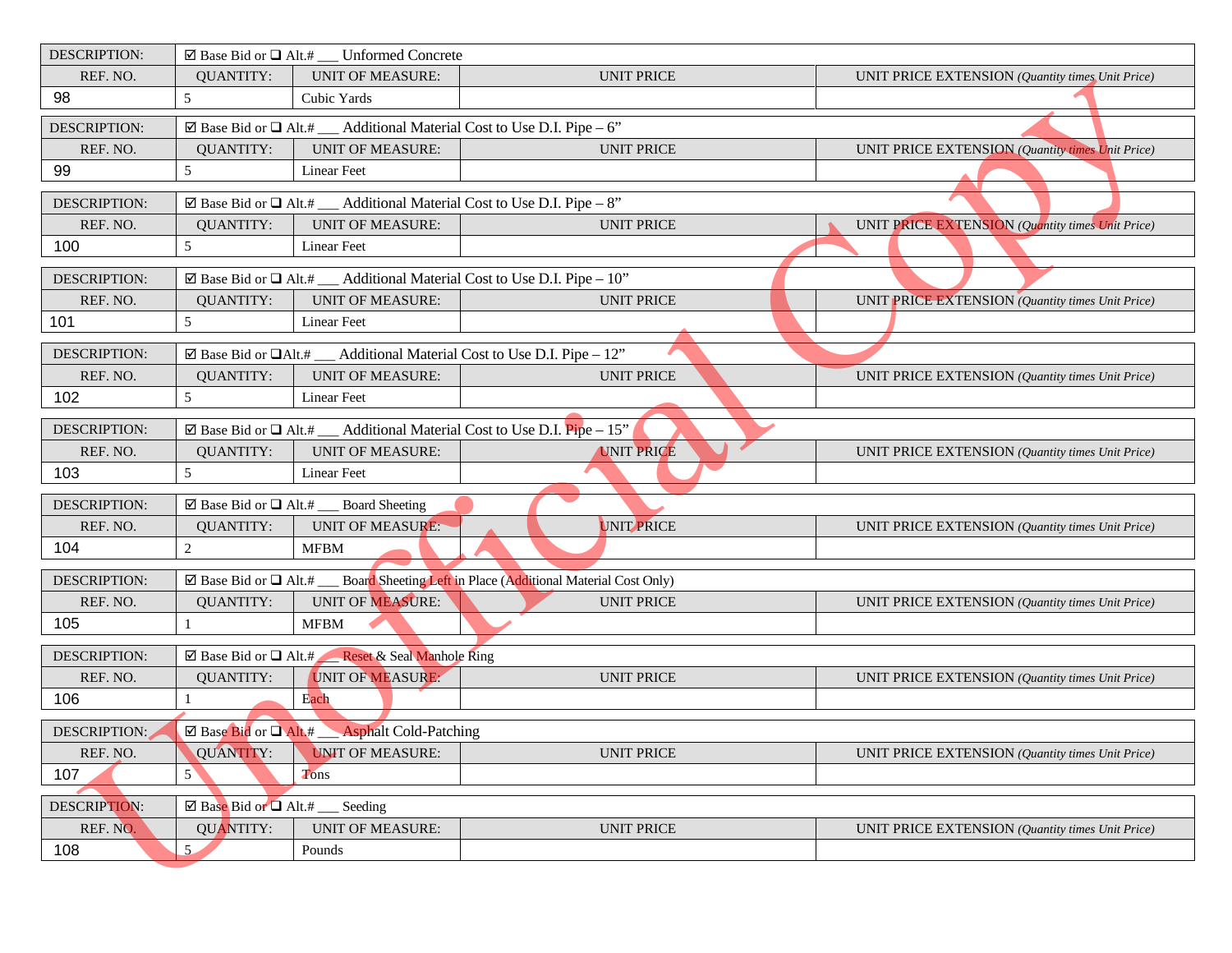| DESCRIPTION: | ☑ Base Bid or ❑ Alt.# ___ Unformed Concrete | | | |
|---|---|---|---|---|
| REF. NO. | QUANTITY: | UNIT OF MEASURE: | UNIT PRICE | UNIT PRICE EXTENSION *(Quantity times Unit Price)* |
| 98 | 5 | Cubic Yards | | |

| DESCRIPTION: | ☑ Base Bid or ❑ Alt.# ___ Additional Material Cost to Use D.I. Pipe – 6” | | | |
|---|---|---|---|---|
| REF. NO. | QUANTITY: | UNIT OF MEASURE: | UNIT PRICE | UNIT PRICE EXTENSION *(Quantity times Unit Price)* |
| 99 | 5 | Linear Feet | | |

| DESCRIPTION: | ☑ Base Bid or ❑ Alt.# ___ Additional Material Cost to Use D.I. Pipe – 8” | | | |
|---|---|---|---|---|
| REF. NO. | QUANTITY: | UNIT OF MEASURE: | UNIT PRICE | UNIT PRICE EXTENSION *(Quantity times Unit Price)* |
| 100 | 5 | Linear Feet | | |

| DESCRIPTION: | ☑ Base Bid or ❑ Alt.# ___ Additional Material Cost to Use D.I. Pipe – 10” | | | |
|---|---|---|---|---|
| REF. NO. | QUANTITY: | UNIT OF MEASURE: | UNIT PRICE | UNIT PRICE EXTENSION *(Quantity times Unit Price)* |
| 101 | 5 | Linear Feet | | |

| DESCRIPTION: | ☑ Base Bid or ❑Alt.# ___ Additional Material Cost to Use D.I. Pipe – 12” | | | |
|---|---|---|---|---|
| REF. NO. | QUANTITY: | UNIT OF MEASURE: | UNIT PRICE | UNIT PRICE EXTENSION *(Quantity times Unit Price)* |
| 102 | 5 | Linear Feet | | |

| DESCRIPTION: | ☑ Base Bid or ❑ Alt.# ___ Additional Material Cost to Use D.I. Pipe – 15” | | | |
|---|---|---|---|---|
| REF. NO. | QUANTITY: | UNIT OF MEASURE: | UNIT PRICE | UNIT PRICE EXTENSION *(Quantity times Unit Price)* |
| 103 | 5 | Linear Feet | | |

| DESCRIPTION: | ☑ Base Bid or ❑ Alt.# ___ Board Sheeting | | | |
|---|---|---|---|---|
| REF. NO. | QUANTITY: | UNIT OF MEASURE: | UNIT PRICE | UNIT PRICE EXTENSION *(Quantity times Unit Price)* |
| 104 | 2 | MFBM | | |

| DESCRIPTION: | ☑ Base Bid or ❑ Alt.# ___ Board Sheeting Left in Place (Additional Material Cost Only) | | | |
|---|---|---|---|---|
| REF. NO. | QUANTITY: | UNIT OF MEASURE: | UNIT PRICE | UNIT PRICE EXTENSION *(Quantity times Unit Price)* |
| 105 | 1 | MFBM | | |

| DESCRIPTION: | ☑ Base Bid or ❑ Alt.# ___ Reset & Seal Manhole Ring | | | |
|---|---|---|---|---|
| REF. NO. | QUANTITY: | UNIT OF MEASURE: | UNIT PRICE | UNIT PRICE EXTENSION *(Quantity times Unit Price)* |
| 106 | 1 | Each | | |

| DESCRIPTION: | ☑ Base Bid or ❑ Alt.# ___ Asphalt Cold-Patching | | | |
|---|---|---|---|---|
| REF. NO. | QUANTITY: | UNIT OF MEASURE: | UNIT PRICE | UNIT PRICE EXTENSION *(Quantity times Unit Price)* |
| 107 | 5 | Tons | | |

| DESCRIPTION: | ☑ Base Bid or ❑ Alt.# ___ Seeding | | | |
|---|---|---|---|---|
| REF. NO. | QUANTITY: | UNIT OF MEASURE: | UNIT PRICE | UNIT PRICE EXTENSION *(Quantity times Unit Price)* |
| 108 | 5 | Pounds | | |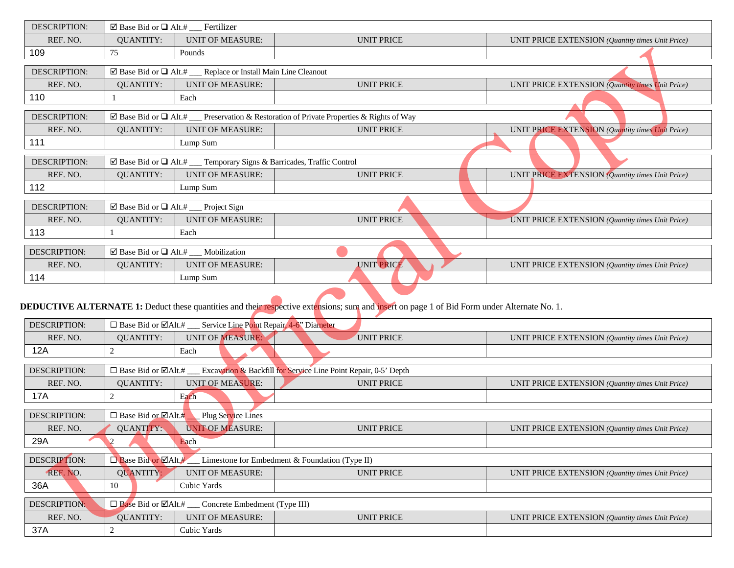| DESCRIPTION: | ☑ Base Bid or ❑ Alt.# ___ Fertilizer | | | |
|---|---|---|---|---|
| REF. NO. | QUANTITY: | UNIT OF MEASURE: | UNIT PRICE | UNIT PRICE EXTENSION *(Quantity times Unit Price)* |
| 109 | 75 | Pounds | | |

| DESCRIPTION: | ☑ Base Bid or ❑ Alt.# ___ Replace or Install Main Line Cleanout | | | |
|---|---|---|---|---|
| REF. NO. | QUANTITY: | UNIT OF MEASURE: | UNIT PRICE | UNIT PRICE EXTENSION *(Quantity times Unit Price)* |
| 110 | 1 | Each | | |

| DESCRIPTION: | ☑ Base Bid or ❑ Alt.# ___ Preservation & Restoration of Private Properties & Rights of Way | | | |
|---|---|---|---|---|
| REF. NO. | QUANTITY: | UNIT OF MEASURE: | UNIT PRICE | UNIT PRICE EXTENSION *(Quantity times Unit Price)* |
| 111 | | Lump Sum | | |

| DESCRIPTION: | ☑ Base Bid or ❑ Alt.# ___ Temporary Signs & Barricades, Traffic Control | | | |
|---|---|---|---|---|
| REF. NO. | QUANTITY: | UNIT OF MEASURE: | UNIT PRICE | UNIT PRICE EXTENSION *(Quantity times Unit Price)* |
| 112 | | Lump Sum | | |

| DESCRIPTION: | ☑ Base Bid or ❑ Alt.# ___ Project Sign | | | |
|---|---|---|---|---|
| REF. NO. | QUANTITY: | UNIT OF MEASURE: | UNIT PRICE | UNIT PRICE EXTENSION *(Quantity times Unit Price)* |
| 113 | 1 | Each | | |

| DESCRIPTION: | ☑ Base Bid or ❑ Alt.# ___ Mobilization | | | |
|---|---|---|---|---|
| REF. NO. | QUANTITY: | UNIT OF MEASURE: | UNIT PRICE | UNIT PRICE EXTENSION *(Quantity times Unit Price)* |
| 114 | | Lump Sum | | |

**DEDUCTIVE ALTERNATE 1:** Deduct these quantities and their respective extensions; sum and insert on page 1 of Bid Form under Alternate No. 1.

| DESCRIPTION: | ☐ Base Bid or ☑Alt.# ___ Service Line Point Repair, 4-6" Diameter | | | |
|---|---|---|---|---|
| REF. NO. | QUANTITY: | UNIT OF MEASURE: | UNIT PRICE | UNIT PRICE EXTENSION *(Quantity times Unit Price)* |
| 12A | 2 | Each | | |

| DESCRIPTION: | ☐ Base Bid or ☑Alt.# ___ Excavation & Backfill for Service Line Point Repair, 0-5' Depth | | | |
|---|---|---|---|---|
| REF. NO. | QUANTITY: | UNIT OF MEASURE: | UNIT PRICE | UNIT PRICE EXTENSION *(Quantity times Unit Price)* |
| 17A | 2 | Each | | |

| DESCRIPTION: | ☐ Base Bid or ☑Alt.# ___ Plug Service Lines | | | |
|---|---|---|---|---|
| REF. NO. | QUANTITY: | UNIT OF MEASURE: | UNIT PRICE | UNIT PRICE EXTENSION *(Quantity times Unit Price)* |
| 29A | 2 | Each | | |

| DESCRIPTION: | ☐ Base Bid or ☑Alt.# ___ Limestone for Embedment & Foundation (Type II) | | | |
|---|---|---|---|---|
| REF. NO. | QUANTITY: | UNIT OF MEASURE: | UNIT PRICE | UNIT PRICE EXTENSION *(Quantity times Unit Price)* |
| 36A | 10 | Cubic Yards | | |

| DESCRIPTION: | ☐ Base Bid or ☑Alt.# ___ Concrete Embedment (Type III) | | | |
|---|---|---|---|---|
| REF. NO. | QUANTITY: | UNIT OF MEASURE: | UNIT PRICE | UNIT PRICE EXTENSION *(Quantity times Unit Price)* |
| 37A | 2 | Cubic Yards | | |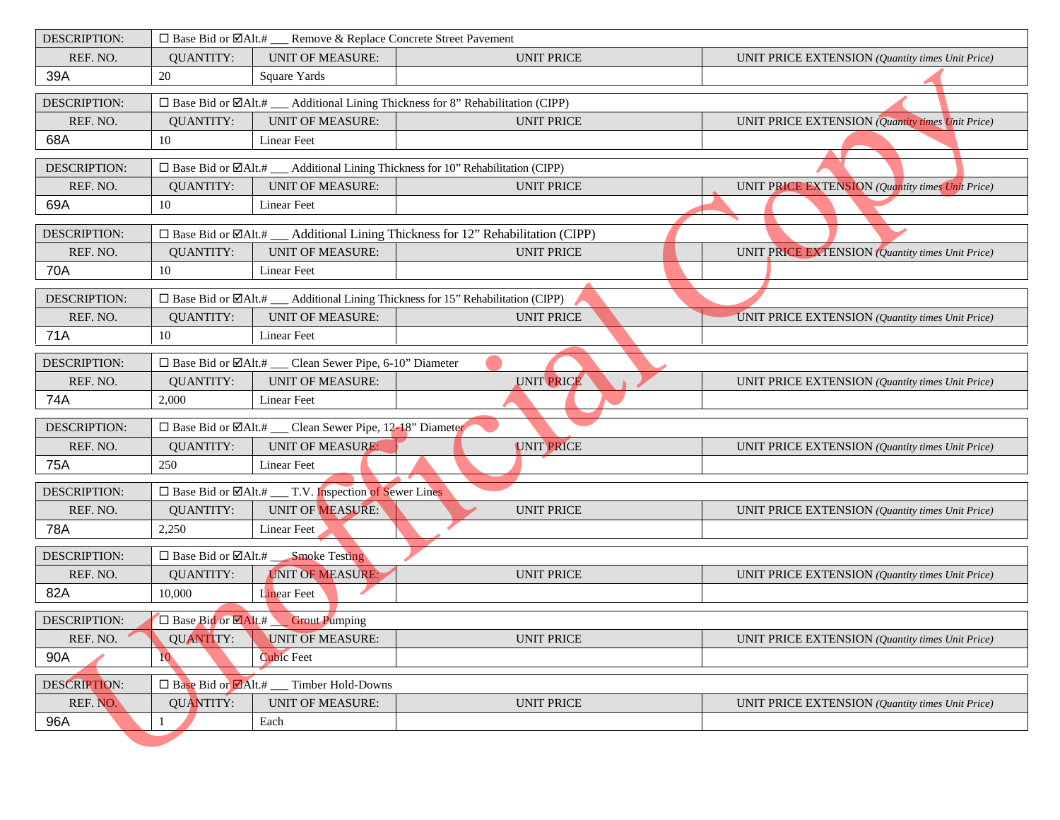| DESCRIPTION: | ☐ Base Bid or ☑Alt.# ___ Remove & Replace Concrete Street Pavement | | | |
|---|---|---|---|---|
| REF. NO. | QUANTITY: | UNIT OF MEASURE: | UNIT PRICE | UNIT PRICE EXTENSION *(Quantity times Unit Price)* |
| 39A | 20 | Square Yards | | |

| DESCRIPTION: | ☐ Base Bid or ☑Alt.# ___ Additional Lining Thickness for 8” Rehabilitation (CIPP) | | | |
|---|---|---|---|---|
| REF. NO. | QUANTITY: | UNIT OF MEASURE: | UNIT PRICE | UNIT PRICE EXTENSION *(Quantity times Unit Price)* |
| 68A | 10 | Linear Feet | | |

| DESCRIPTION: | ☐ Base Bid or ☑Alt.# ___ Additional Lining Thickness for 10” Rehabilitation (CIPP) | | | |
|---|---|---|---|---|
| REF. NO. | QUANTITY: | UNIT OF MEASURE: | UNIT PRICE | UNIT PRICE EXTENSION *(Quantity times Unit Price)* |
| 69A | 10 | Linear Feet | | |

| DESCRIPTION: | ☐ Base Bid or ☑Alt.# ___ Additional Lining Thickness for 12” Rehabilitation (CIPP) | | | |
|---|---|---|---|---|
| REF. NO. | QUANTITY: | UNIT OF MEASURE: | UNIT PRICE | UNIT PRICE EXTENSION *(Quantity times Unit Price)* |
| 70A | 10 | Linear Feet | | |

| DESCRIPTION: | ☐ Base Bid or ☑Alt.# ___ Additional Lining Thickness for 15” Rehabilitation (CIPP) | | | |
|---|---|---|---|---|
| REF. NO. | QUANTITY: | UNIT OF MEASURE: | UNIT PRICE | UNIT PRICE EXTENSION *(Quantity times Unit Price)* |
| 71A | 10 | Linear Feet | | |

| DESCRIPTION: | ☐ Base Bid or ☑Alt.# ___ Clean Sewer Pipe, 6-10” Diameter | | | |
|---|---|---|---|---|
| REF. NO. | QUANTITY: | UNIT OF MEASURE: | UNIT PRICE | UNIT PRICE EXTENSION *(Quantity times Unit Price)* |
| 74A | 2,000 | Linear Feet | | |

| DESCRIPTION: | ☐ Base Bid or ☑Alt.# ___ Clean Sewer Pipe, 12-18” Diameter | | | |
|---|---|---|---|---|
| REF. NO. | QUANTITY: | UNIT OF MEASURE: | UNIT PRICE | UNIT PRICE EXTENSION *(Quantity times Unit Price)* |
| 75A | 250 | Linear Feet | | |

| DESCRIPTION: | ☐ Base Bid or ☑Alt.# ___ T.V. Inspection of Sewer Lines | | | |
|---|---|---|---|---|
| REF. NO. | QUANTITY: | UNIT OF MEASURE: | UNIT PRICE | UNIT PRICE EXTENSION *(Quantity times Unit Price)* |
| 78A | 2,250 | Linear Feet | | |

| DESCRIPTION: | ☐ Base Bid or ☑Alt.# ___ Smoke Testing | | | |
|---|---|---|---|---|
| REF. NO. | QUANTITY: | UNIT OF MEASURE: | UNIT PRICE | UNIT PRICE EXTENSION *(Quantity times Unit Price)* |
| 82A | 10,000 | Linear Feet | | |

| DESCRIPTION: | ☐ Base Bid or ☑Alt.# ___ Grout Pumping | | | |
|---|---|---|---|---|
| REF. NO. | QUANTITY: | UNIT OF MEASURE: | UNIT PRICE | UNIT PRICE EXTENSION *(Quantity times Unit Price)* |
| 90A | 10 | Cubic Feet | | |

| DESCRIPTION: | ☐ Base Bid or ☑Alt.# ___ Timber Hold-Downs | | | |
|---|---|---|---|---|
| REF. NO. | QUANTITY: | UNIT OF MEASURE: | UNIT PRICE | UNIT PRICE EXTENSION *(Quantity times Unit Price)* |
| 96A | 1 | Each | | |

Unofficial Copy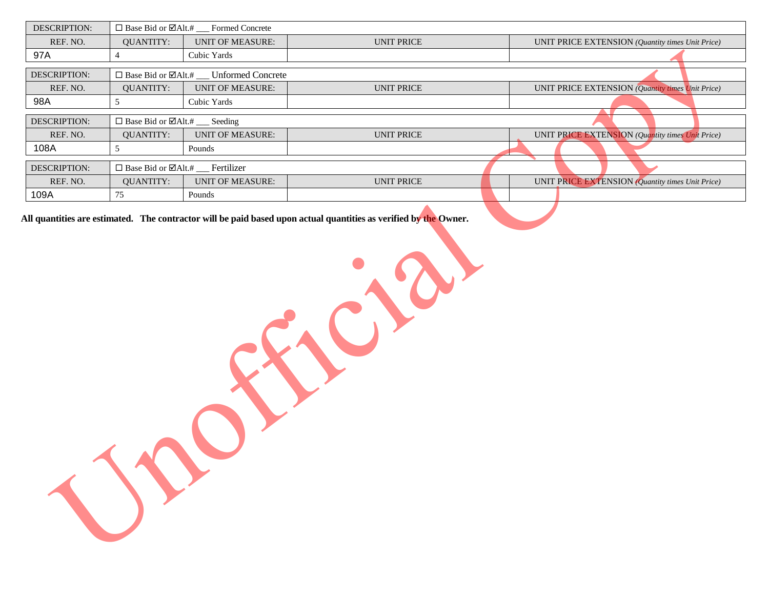| DESCRIPTION: | ☐ Base Bid or ☑Alt.# ___ Formed Concrete | | | |
|---|---|---|---|---|
| REF. NO. | QUANTITY: | UNIT OF MEASURE: | UNIT PRICE | UNIT PRICE EXTENSION *(Quantity times Unit Price)* |
| 97A | 4 | Cubic Yards | | |

| DESCRIPTION: | ☐ Base Bid or ☑Alt.# ___ Unformed Concrete | | | |
|---|---|---|---|---|
| REF. NO. | QUANTITY: | UNIT OF MEASURE: | UNIT PRICE | UNIT PRICE EXTENSION *(Quantity times Unit Price)* |
| 98A | 5 | Cubic Yards | | |

| DESCRIPTION: | ☐ Base Bid or ☑Alt.# ___ Seeding | | | |
|---|---|---|---|---|
| REF. NO. | QUANTITY: | UNIT OF MEASURE: | UNIT PRICE | UNIT PRICE EXTENSION *(Quantity times Unit Price)* |
| 108A | 5 | Pounds | | |

| DESCRIPTION: | ☐ Base Bid or ☑Alt.# ___ Fertilizer | | | |
|---|---|---|---|---|
| REF. NO. | QUANTITY: | UNIT OF MEASURE: | UNIT PRICE | UNIT PRICE EXTENSION *(Quantity times Unit Price)* |
| 109A | 75 | Pounds | | |

**All quantities are estimated. The contractor will be paid based upon actual quantities as verified by the Owner.**

Unofficial Copy